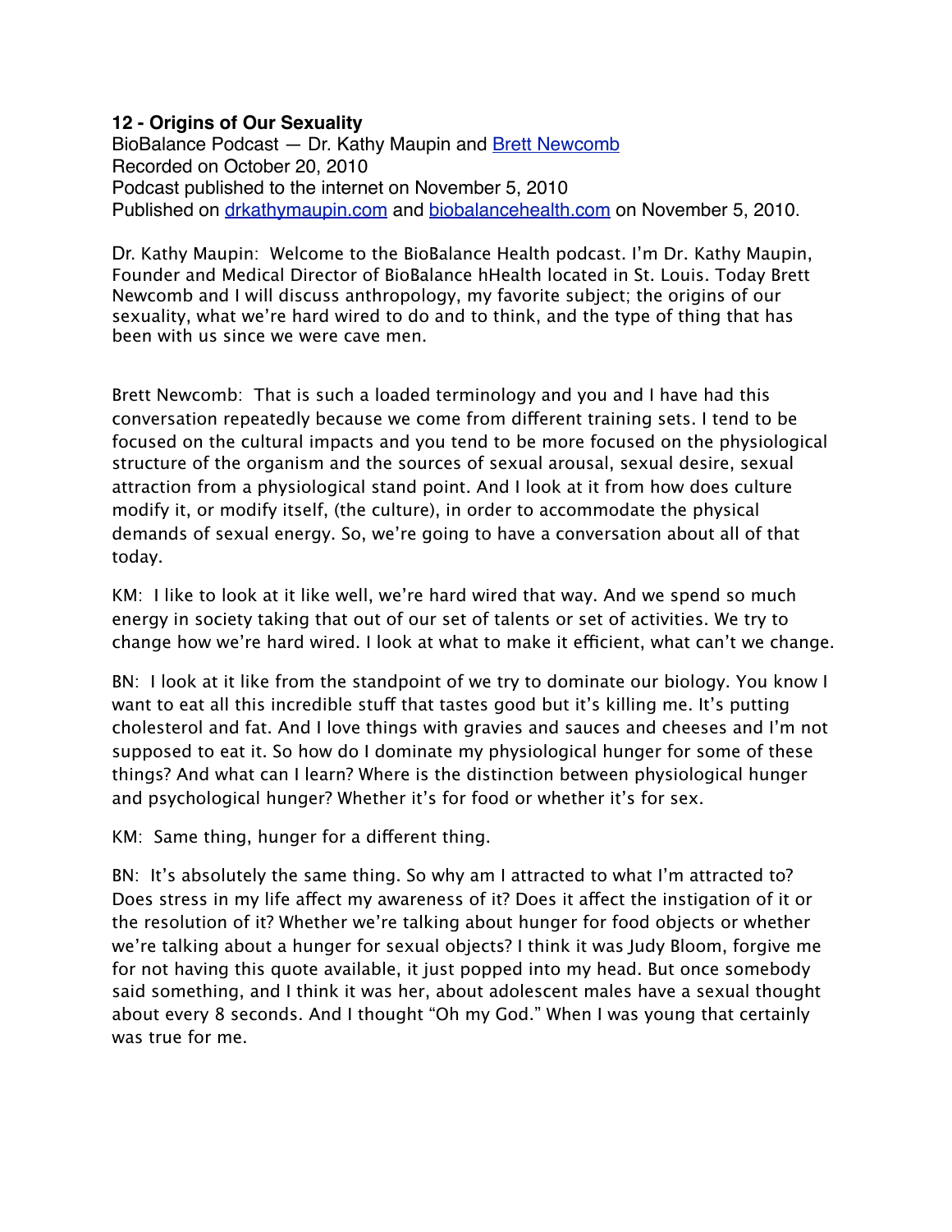# 12 - Origins of Our Sexuality

BioBalance Podcast — Dr. Kathy Maupin and [Brett Newcomb](Brett Newcomb)
Recorded on October 20, 2010
Podcast published to the internet on November 5, 2010
Published on [drkathymaupin.com](drkathymaupin.com) and [biobalancehealth.com](biobalancehealth.com) on November 5, 2010.

Dr. Kathy Maupin: Welcome to the BioBalance Health podcast. I'm Dr. Kathy Maupin, Founder and Medical Director of BioBalance hHealth located in St. Louis. Today Brett Newcomb and I will discuss anthropology, my favorite subject; the origins of our sexuality, what we're hard wired to do and to think, and the type of thing that has been with us since we were cave men.

Brett Newcomb: That is such a loaded terminology and you and I have had this conversation repeatedly because we come from different training sets. I tend to be focused on the cultural impacts and you tend to be more focused on the physiological structure of the organism and the sources of sexual arousal, sexual desire, sexual attraction from a physiological stand point. And I look at it from how does culture modify it, or modify itself, (the culture), in order to accommodate the physical demands of sexual energy. So, we're going to have a conversation about all of that today.

KM: I like to look at it like well, we're hard wired that way. And we spend so much energy in society taking that out of our set of talents or set of activities. We try to change how we're hard wired. I look at what to make it efficient, what can't we change.

BN: I look at it like from the standpoint of we try to dominate our biology. You know I want to eat all this incredible stuff that tastes good but it's killing me. It's putting cholesterol and fat. And I love things with gravies and sauces and cheeses and I'm not supposed to eat it. So how do I dominate my physiological hunger for some of these things? And what can I learn? Where is the distinction between physiological hunger and psychological hunger? Whether it's for food or whether it's for sex.

KM: Same thing, hunger for a different thing.

BN: It's absolutely the same thing. So why am I attracted to what I'm attracted to? Does stress in my life affect my awareness of it? Does it affect the instigation of it or the resolution of it? Whether we're talking about hunger for food objects or whether we're talking about a hunger for sexual objects? I think it was Judy Bloom, forgive me for not having this quote available, it just popped into my head. But once somebody said something, and I think it was her, about adolescent males have a sexual thought about every 8 seconds. And I thought "Oh my God." When I was young that certainly was true for me.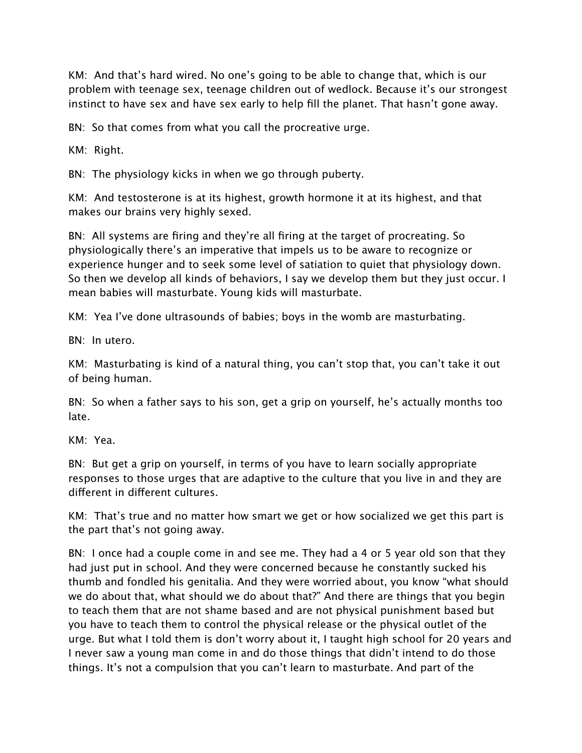KM: And that's hard wired. No one's going to be able to change that, which is our problem with teenage sex, teenage children out of wedlock. Because it's our strongest instinct to have sex and have sex early to help fill the planet. That hasn't gone away.

BN: So that comes from what you call the procreative urge.

KM: Right.

BN: The physiology kicks in when we go through puberty.

KM: And testosterone is at its highest, growth hormone it at its highest, and that makes our brains very highly sexed.

BN: All systems are firing and they're all firing at the target of procreating. So physiologically there's an imperative that impels us to be aware to recognize or experience hunger and to seek some level of satiation to quiet that physiology down. So then we develop all kinds of behaviors, I say we develop them but they just occur. I mean babies will masturbate. Young kids will masturbate.

KM: Yea I've done ultrasounds of babies; boys in the womb are masturbating.

BN: In utero.

KM: Masturbating is kind of a natural thing, you can't stop that, you can't take it out of being human.

BN: So when a father says to his son, get a grip on yourself, he's actually months too late.

KM: Yea.

BN: But get a grip on yourself, in terms of you have to learn socially appropriate responses to those urges that are adaptive to the culture that you live in and they are different in different cultures.

KM: That's true and no matter how smart we get or how socialized we get this part is the part that's not going away.

BN: I once had a couple come in and see me. They had a 4 or 5 year old son that they had just put in school. And they were concerned because he constantly sucked his thumb and fondled his genitalia. And they were worried about, you know "what should we do about that, what should we do about that?" And there are things that you begin to teach them that are not shame based and are not physical punishment based but you have to teach them to control the physical release or the physical outlet of the urge. But what I told them is don't worry about it, I taught high school for 20 years and I never saw a young man come in and do those things that didn't intend to do those things. It's not a compulsion that you can't learn to masturbate. And part of the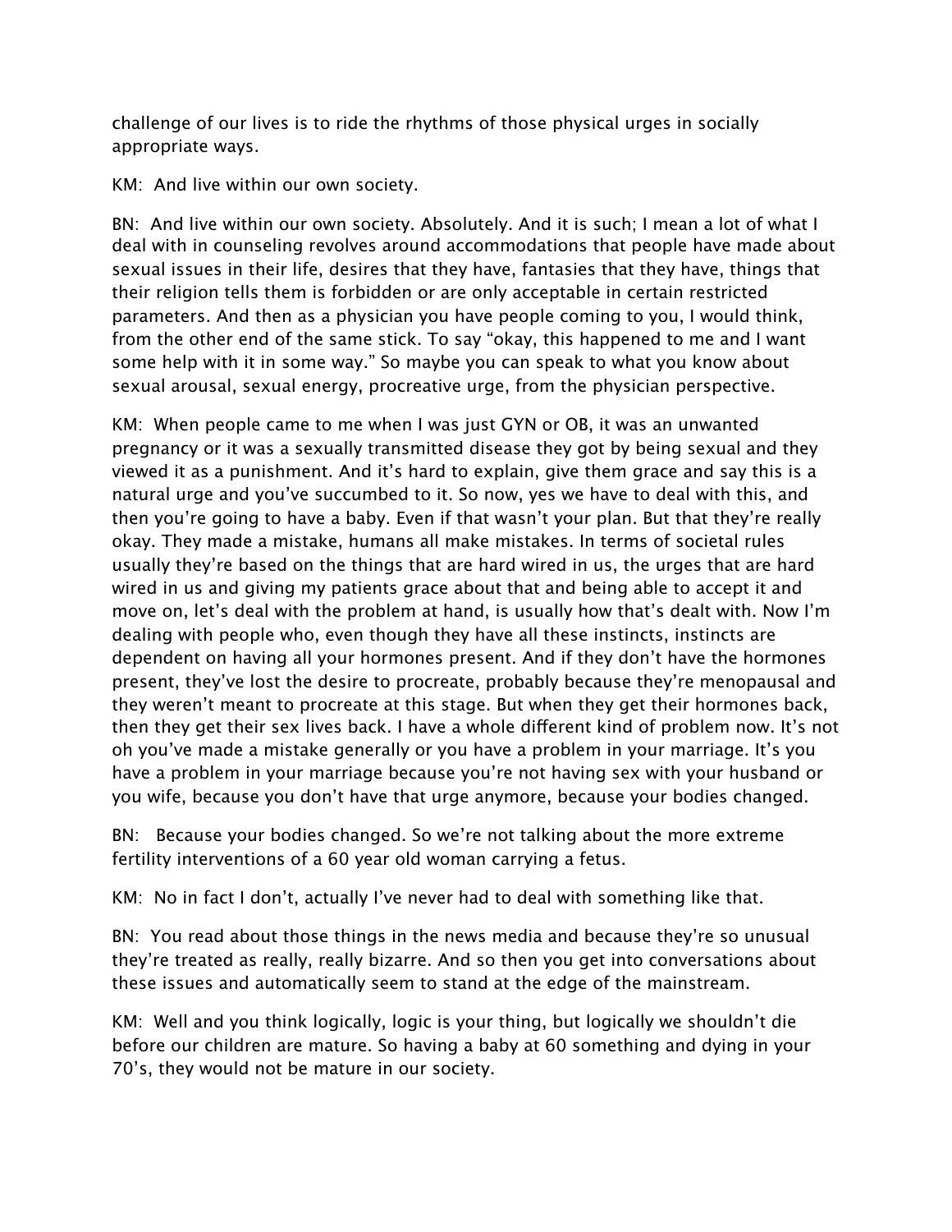challenge of our lives is to ride the rhythms of those physical urges in socially appropriate ways.

KM: And live within our own society.

BN: And live within our own society. Absolutely. And it is such; I mean a lot of what I deal with in counseling revolves around accommodations that people have made about sexual issues in their life, desires that they have, fantasies that they have, things that their religion tells them is forbidden or are only acceptable in certain restricted parameters. And then as a physician you have people coming to you, I would think, from the other end of the same stick. To say "okay, this happened to me and I want some help with it in some way." So maybe you can speak to what you know about sexual arousal, sexual energy, procreative urge, from the physician perspective.

KM: When people came to me when I was just GYN or OB, it was an unwanted pregnancy or it was a sexually transmitted disease they got by being sexual and they viewed it as a punishment. And it's hard to explain, give them grace and say this is a natural urge and you've succumbed to it. So now, yes we have to deal with this, and then you're going to have a baby. Even if that wasn't your plan. But that they're really okay. They made a mistake, humans all make mistakes. In terms of societal rules usually they're based on the things that are hard wired in us, the urges that are hard wired in us and giving my patients grace about that and being able to accept it and move on, let's deal with the problem at hand, is usually how that's dealt with. Now I'm dealing with people who, even though they have all these instincts, instincts are dependent on having all your hormones present. And if they don't have the hormones present, they've lost the desire to procreate, probably because they're menopausal and they weren't meant to procreate at this stage. But when they get their hormones back, then they get their sex lives back. I have a whole different kind of problem now. It's not oh you've made a mistake generally or you have a problem in your marriage. It's you have a problem in your marriage because you're not having sex with your husband or you wife, because you don't have that urge anymore, because your bodies changed.

BN: Because your bodies changed. So we're not talking about the more extreme fertility interventions of a 60 year old woman carrying a fetus.

KM: No in fact I don't, actually I've never had to deal with something like that.

BN: You read about those things in the news media and because they're so unusual they're treated as really, really bizarre. And so then you get into conversations about these issues and automatically seem to stand at the edge of the mainstream.

KM: Well and you think logically, logic is your thing, but logically we shouldn't die before our children are mature. So having a baby at 60 something and dying in your 70's, they would not be mature in our society.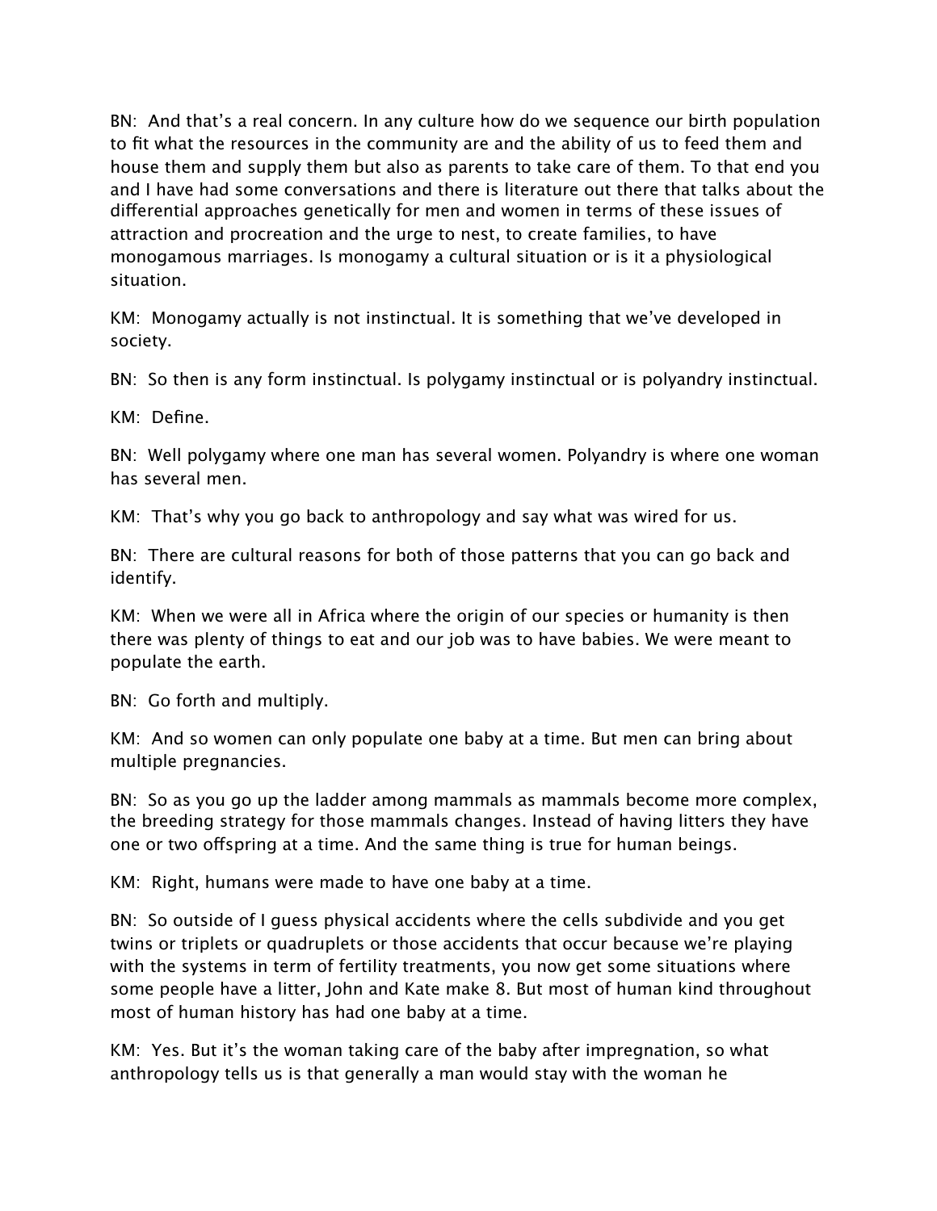BN: And that's a real concern. In any culture how do we sequence our birth population to fit what the resources in the community are and the ability of us to feed them and house them and supply them but also as parents to take care of them. To that end you and I have had some conversations and there is literature out there that talks about the differential approaches genetically for men and women in terms of these issues of attraction and procreation and the urge to nest, to create families, to have monogamous marriages. Is monogamy a cultural situation or is it a physiological situation.

KM: Monogamy actually is not instinctual. It is something that we've developed in society.

BN: So then is any form instinctual. Is polygamy instinctual or is polyandry instinctual.

KM: Define.

BN: Well polygamy where one man has several women. Polyandry is where one woman has several men.

KM: That's why you go back to anthropology and say what was wired for us.

BN: There are cultural reasons for both of those patterns that you can go back and identify.

KM: When we were all in Africa where the origin of our species or humanity is then there was plenty of things to eat and our job was to have babies. We were meant to populate the earth.

BN: Go forth and multiply.

KM: And so women can only populate one baby at a time. But men can bring about multiple pregnancies.

BN: So as you go up the ladder among mammals as mammals become more complex, the breeding strategy for those mammals changes. Instead of having litters they have one or two offspring at a time. And the same thing is true for human beings.

KM: Right, humans were made to have one baby at a time.

BN: So outside of I guess physical accidents where the cells subdivide and you get twins or triplets or quadruplets or those accidents that occur because we're playing with the systems in term of fertility treatments, you now get some situations where some people have a litter, John and Kate make 8. But most of human kind throughout most of human history has had one baby at a time.

KM: Yes. But it's the woman taking care of the baby after impregnation, so what anthropology tells us is that generally a man would stay with the woman he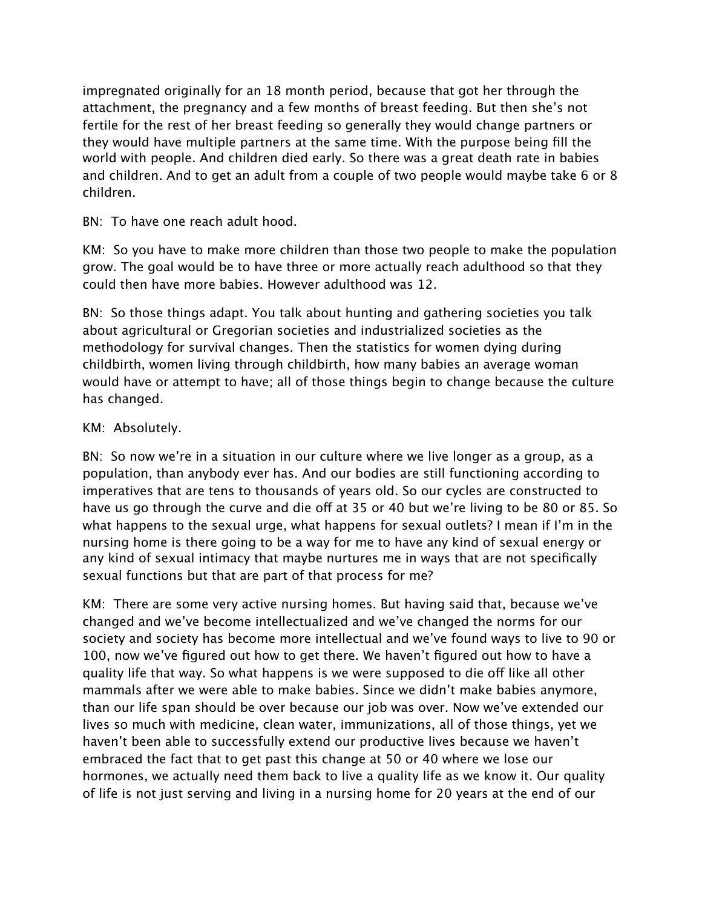impregnated originally for an 18 month period, because that got her through the attachment, the pregnancy and a few months of breast feeding. But then she's not fertile for the rest of her breast feeding so generally they would change partners or they would have multiple partners at the same time. With the purpose being fill the world with people. And children died early. So there was a great death rate in babies and children. And to get an adult from a couple of two people would maybe take 6 or 8 children.

BN: To have one reach adult hood.

KM: So you have to make more children than those two people to make the population grow. The goal would be to have three or more actually reach adulthood so that they could then have more babies. However adulthood was 12.

BN: So those things adapt. You talk about hunting and gathering societies you talk about agricultural or Gregorian societies and industrialized societies as the methodology for survival changes. Then the statistics for women dying during childbirth, women living through childbirth, how many babies an average woman would have or attempt to have; all of those things begin to change because the culture has changed.

KM: Absolutely.

BN: So now we're in a situation in our culture where we live longer as a group, as a population, than anybody ever has. And our bodies are still functioning according to imperatives that are tens to thousands of years old. So our cycles are constructed to have us go through the curve and die off at 35 or 40 but we're living to be 80 or 85. So what happens to the sexual urge, what happens for sexual outlets? I mean if I'm in the nursing home is there going to be a way for me to have any kind of sexual energy or any kind of sexual intimacy that maybe nurtures me in ways that are not specifically sexual functions but that are part of that process for me?

KM: There are some very active nursing homes. But having said that, because we've changed and we've become intellectualized and we've changed the norms for our society and society has become more intellectual and we've found ways to live to 90 or 100, now we've figured out how to get there. We haven't figured out how to have a quality life that way. So what happens is we were supposed to die off like all other mammals after we were able to make babies. Since we didn't make babies anymore, than our life span should be over because our job was over. Now we've extended our lives so much with medicine, clean water, immunizations, all of those things, yet we haven't been able to successfully extend our productive lives because we haven't embraced the fact that to get past this change at 50 or 40 where we lose our hormones, we actually need them back to live a quality life as we know it. Our quality of life is not just serving and living in a nursing home for 20 years at the end of our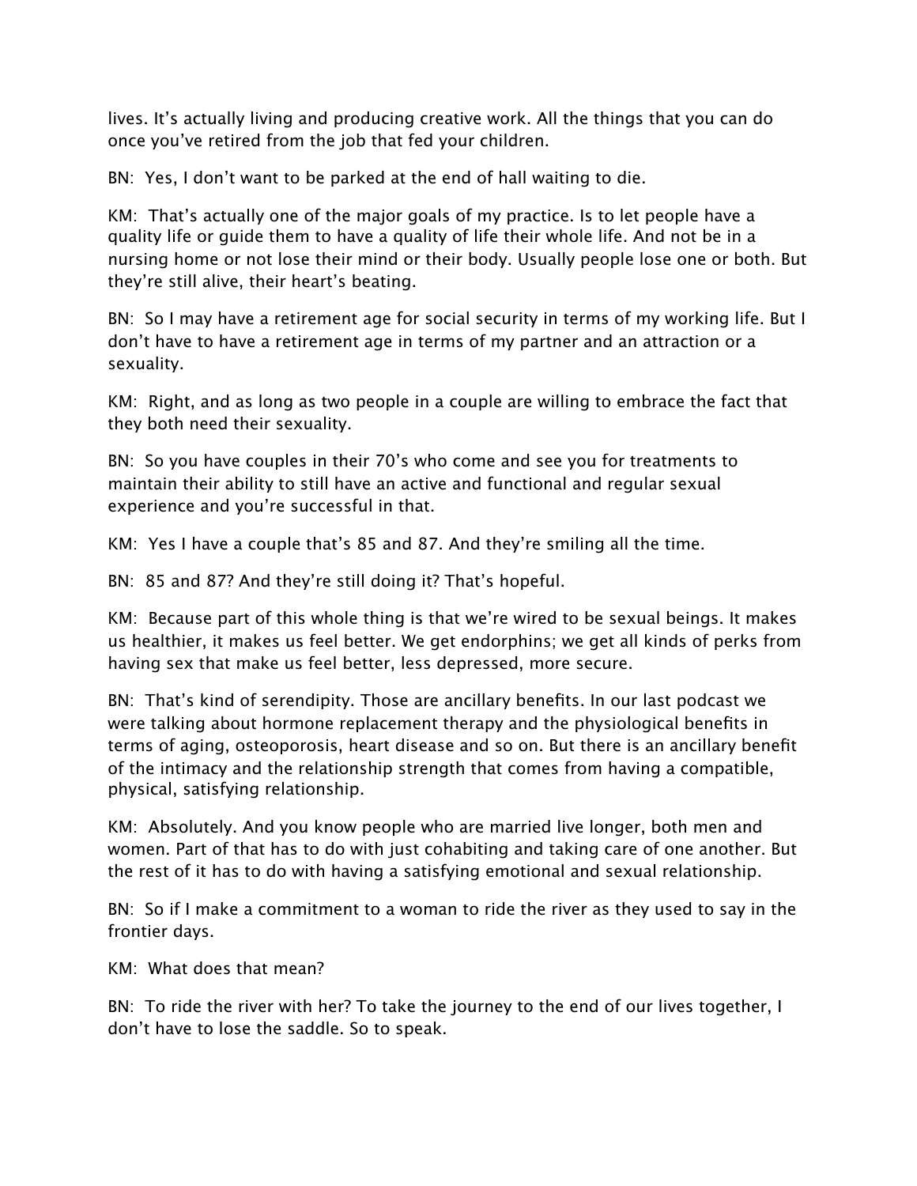lives. It's actually living and producing creative work. All the things that you can do once you've retired from the job that fed your children.

BN: Yes, I don't want to be parked at the end of hall waiting to die.

KM: That's actually one of the major goals of my practice. Is to let people have a quality life or guide them to have a quality of life their whole life. And not be in a nursing home or not lose their mind or their body. Usually people lose one or both. But they're still alive, their heart's beating.

BN: So I may have a retirement age for social security in terms of my working life. But I don't have to have a retirement age in terms of my partner and an attraction or a sexuality.

KM: Right, and as long as two people in a couple are willing to embrace the fact that they both need their sexuality.

BN: So you have couples in their 70's who come and see you for treatments to maintain their ability to still have an active and functional and regular sexual experience and you're successful in that.

KM: Yes I have a couple that's 85 and 87. And they're smiling all the time.

BN: 85 and 87? And they're still doing it? That's hopeful.

KM: Because part of this whole thing is that we're wired to be sexual beings. It makes us healthier, it makes us feel better. We get endorphins; we get all kinds of perks from having sex that make us feel better, less depressed, more secure.

BN: That's kind of serendipity. Those are ancillary benefits. In our last podcast we were talking about hormone replacement therapy and the physiological benefits in terms of aging, osteoporosis, heart disease and so on. But there is an ancillary benefit of the intimacy and the relationship strength that comes from having a compatible, physical, satisfying relationship.

KM: Absolutely. And you know people who are married live longer, both men and women. Part of that has to do with just cohabiting and taking care of one another. But the rest of it has to do with having a satisfying emotional and sexual relationship.

BN: So if I make a commitment to a woman to ride the river as they used to say in the frontier days.

KM: What does that mean?

BN: To ride the river with her? To take the journey to the end of our lives together, I don't have to lose the saddle. So to speak.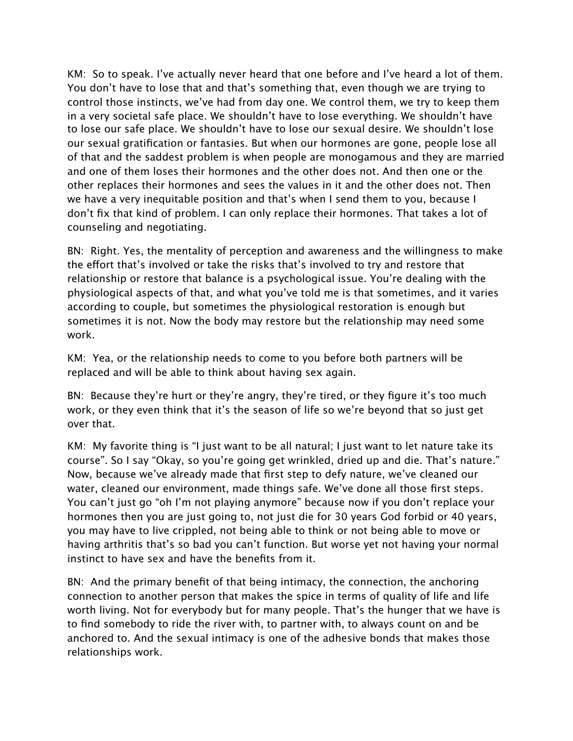KM: So to speak. I've actually never heard that one before and I've heard a lot of them. You don't have to lose that and that's something that, even though we are trying to control those instincts, we've had from day one. We control them, we try to keep them in a very societal safe place. We shouldn't have to lose everything. We shouldn't have to lose our safe place. We shouldn't have to lose our sexual desire. We shouldn't lose our sexual gratification or fantasies. But when our hormones are gone, people lose all of that and the saddest problem is when people are monogamous and they are married and one of them loses their hormones and the other does not. And then one or the other replaces their hormones and sees the values in it and the other does not. Then we have a very inequitable position and that's when I send them to you, because I don't fix that kind of problem. I can only replace their hormones. That takes a lot of counseling and negotiating.

BN: Right. Yes, the mentality of perception and awareness and the willingness to make the effort that's involved or take the risks that's involved to try and restore that relationship or restore that balance is a psychological issue. You're dealing with the physiological aspects of that, and what you've told me is that sometimes, and it varies according to couple, but sometimes the physiological restoration is enough but sometimes it is not. Now the body may restore but the relationship may need some work.

KM: Yea, or the relationship needs to come to you before both partners will be replaced and will be able to think about having sex again.

BN: Because they're hurt or they're angry, they're tired, or they figure it's too much work, or they even think that it's the season of life so we're beyond that so just get over that.

KM: My favorite thing is "I just want to be all natural; I just want to let nature take its course". So I say "Okay, so you're going get wrinkled, dried up and die. That's nature." Now, because we've already made that first step to defy nature, we've cleaned our water, cleaned our environment, made things safe. We've done all those first steps. You can't just go "oh I'm not playing anymore" because now if you don't replace your hormones then you are just going to, not just die for 30 years God forbid or 40 years, you may have to live crippled, not being able to think or not being able to move or having arthritis that's so bad you can't function. But worse yet not having your normal instinct to have sex and have the benefits from it.

BN: And the primary benefit of that being intimacy, the connection, the anchoring connection to another person that makes the spice in terms of quality of life and life worth living. Not for everybody but for many people. That's the hunger that we have is to find somebody to ride the river with, to partner with, to always count on and be anchored to. And the sexual intimacy is one of the adhesive bonds that makes those relationships work.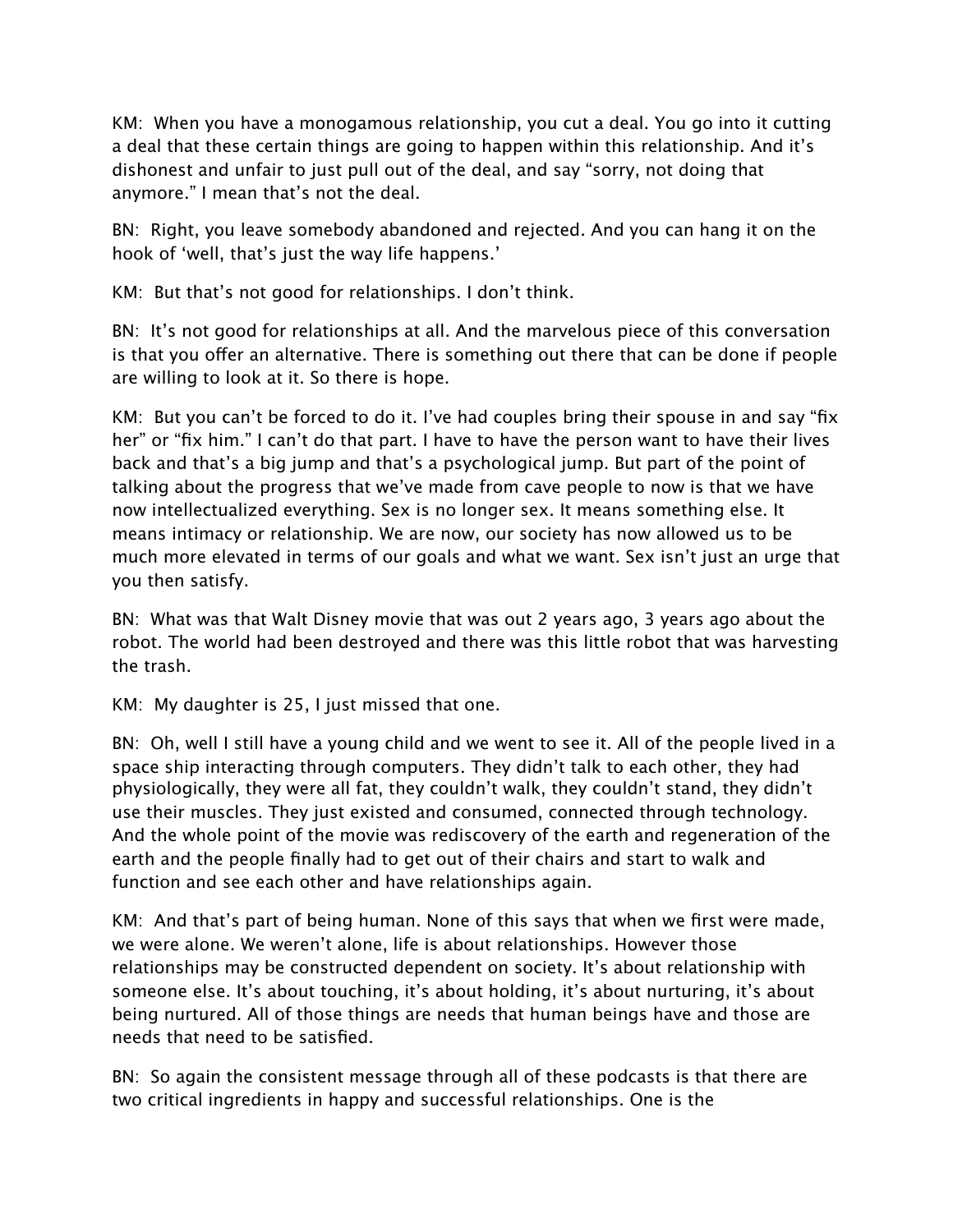KM: When you have a monogamous relationship, you cut a deal. You go into it cutting a deal that these certain things are going to happen within this relationship. And it's dishonest and unfair to just pull out of the deal, and say "sorry, not doing that anymore." I mean that's not the deal.

BN: Right, you leave somebody abandoned and rejected. And you can hang it on the hook of 'well, that's just the way life happens.'

KM: But that's not good for relationships. I don't think.

BN: It's not good for relationships at all. And the marvelous piece of this conversation is that you offer an alternative. There is something out there that can be done if people are willing to look at it. So there is hope.

KM: But you can't be forced to do it. I've had couples bring their spouse in and say "fix her" or "fix him." I can't do that part. I have to have the person want to have their lives back and that's a big jump and that's a psychological jump. But part of the point of talking about the progress that we've made from cave people to now is that we have now intellectualized everything. Sex is no longer sex. It means something else. It means intimacy or relationship. We are now, our society has now allowed us to be much more elevated in terms of our goals and what we want. Sex isn't just an urge that you then satisfy.

BN: What was that Walt Disney movie that was out 2 years ago, 3 years ago about the robot. The world had been destroyed and there was this little robot that was harvesting the trash.

KM: My daughter is 25, I just missed that one.

BN: Oh, well I still have a young child and we went to see it. All of the people lived in a space ship interacting through computers. They didn't talk to each other, they had physiologically, they were all fat, they couldn't walk, they couldn't stand, they didn't use their muscles. They just existed and consumed, connected through technology. And the whole point of the movie was rediscovery of the earth and regeneration of the earth and the people finally had to get out of their chairs and start to walk and function and see each other and have relationships again.

KM: And that's part of being human. None of this says that when we first were made, we were alone. We weren't alone, life is about relationships. However those relationships may be constructed dependent on society. It's about relationship with someone else. It's about touching, it's about holding, it's about nurturing, it's about being nurtured. All of those things are needs that human beings have and those are needs that need to be satisfied.

BN: So again the consistent message through all of these podcasts is that there are two critical ingredients in happy and successful relationships. One is the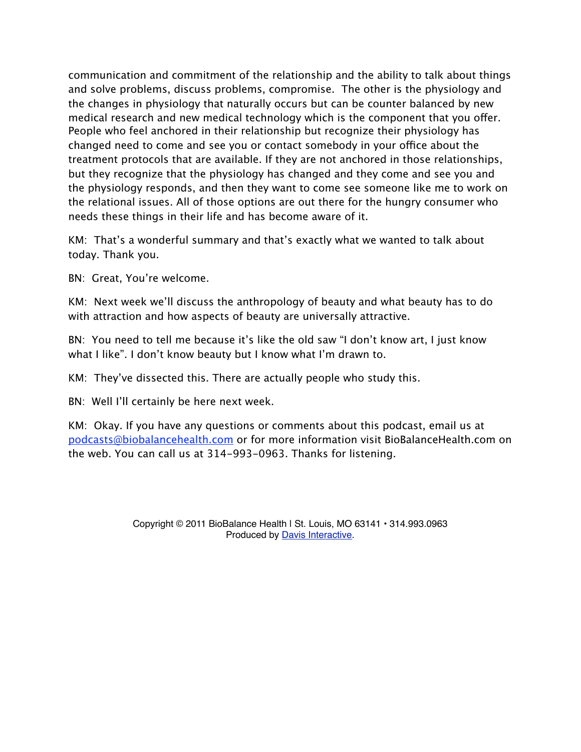communication and commitment of the relationship and the ability to talk about things and solve problems, discuss problems, compromise.  The other is the physiology and the changes in physiology that naturally occurs but can be counter balanced by new medical research and new medical technology which is the component that you offer. People who feel anchored in their relationship but recognize their physiology has changed need to come and see you or contact somebody in your office about the treatment protocols that are available. If they are not anchored in those relationships, but they recognize that the physiology has changed and they come and see you and the physiology responds, and then they want to come see someone like me to work on the relational issues. All of those options are out there for the hungry consumer who needs these things in their life and has become aware of it.

KM:  That's a wonderful summary and that's exactly what we wanted to talk about today. Thank you.

BN:  Great, You're welcome.

KM:  Next week we'll discuss the anthropology of beauty and what beauty has to do with attraction and how aspects of beauty are universally attractive.

BN:  You need to tell me because it's like the old saw "I don't know art, I just know what I like". I don't know beauty but I know what I'm drawn to.

KM:  They've dissected this. There are actually people who study this.

BN:  Well I'll certainly be here next week.

KM:  Okay. If you have any questions or comments about this podcast, email us at [podcasts@biobalancehealth.com](mailto:podcasts@biobalancehealth.com) or for more information visit BioBalanceHealth.com on the web. You can call us at 314-993-0963. Thanks for listening.

Copyright © 2011 BioBalance Health I St. Louis, MO 63141 • 314.993.0963
Produced by [Davis Interactive](#).